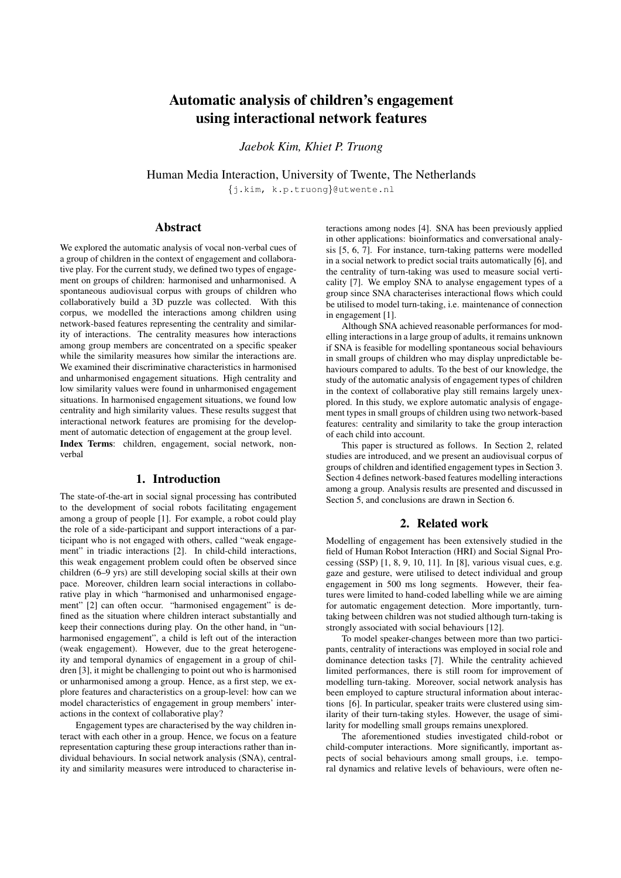# Automatic analysis of children's engagement using interactional network features

*Jaebok Kim, Khiet P. Truong*

Human Media Interaction, University of Twente, The Netherlands

{j.kim, k.p.truong}@utwente.nl

## Abstract

We explored the automatic analysis of vocal non-verbal cues of a group of children in the context of engagement and collaborative play. For the current study, we defined two types of engagement on groups of children: harmonised and unharmonised. A spontaneous audiovisual corpus with groups of children who collaboratively build a 3D puzzle was collected. With this corpus, we modelled the interactions among children using network-based features representing the centrality and similarity of interactions. The centrality measures how interactions among group members are concentrated on a specific speaker while the similarity measures how similar the interactions are. We examined their discriminative characteristics in harmonised and unharmonised engagement situations. High centrality and low similarity values were found in unharmonised engagement situations. In harmonised engagement situations, we found low centrality and high similarity values. These results suggest that interactional network features are promising for the development of automatic detection of engagement at the group level.

**Index Terms**: children, engagement, social network, non-verbal

## 1. Introduction

The state-of-the-art in social signal processing has contributed to the development of social robots facilitating engagement among a group of people [1]. For example, a robot could play the role of a side-participant and support interactions of a participant who is not engaged with others, called "weak engagement" in triadic interactions [2]. In child-child interactions, this weak engagement problem could often be observed since children (6–9 yrs) are still developing social skills at their own pace. Moreover, children learn social interactions in collaborative play in which "harmonised and unharmonised engagement" [2] can often occur. "harmonised engagement" is defined as the situation where children interact substantially and keep their connections during play. On the other hand, in "unharmonised engagement", a child is left out of the interaction (weak engagement). However, due to the great heterogeneity and temporal dynamics of engagement in a group of children [3], it might be challenging to point out who is harmonised or unharmonised among a group. Hence, as a first step, we explore features and characteristics on a group-level: how can we model characteristics of engagement in group members' interactions in the context of collaborative play?

Engagement types are characterised by the way children interact with each other in a group. Hence, we focus on a feature representation capturing these group interactions rather than individual behaviours. In social network analysis (SNA), centrality and similarity measures were introduced to characterise interactions among nodes [4]. SNA has been previously applied in other applications: bioinformatics and conversational analysis [5, 6, 7]. For instance, turn-taking patterns were modelled in a social network to predict social traits automatically [6], and the centrality of turn-taking was used to measure social verticality [7]. We employ SNA to analyse engagement types of a group since SNA characterises interactional flows which could be utilised to model turn-taking, i.e. maintenance of connection in engagement [1].

Although SNA achieved reasonable performances for modelling interactions in a large group of adults, it remains unknown if SNA is feasible for modelling spontaneous social behaviours in small groups of children who may display unpredictable behaviours compared to adults. To the best of our knowledge, the study of the automatic analysis of engagement types of children in the context of collaborative play still remains largely unexplored. In this study, we explore automatic analysis of engagement types in small groups of children using two network-based features: centrality and similarity to take the group interaction of each child into account.

This paper is structured as follows. In Section 2, related studies are introduced, and we present an audiovisual corpus of groups of children and identified engagement types in Section 3. Section 4 defines network-based features modelling interactions among a group. Analysis results are presented and discussed in Section 5, and conclusions are drawn in Section 6.

## 2. Related work

Modelling of engagement has been extensively studied in the field of Human Robot Interaction (HRI) and Social Signal Processing (SSP) [1, 8, 9, 10, 11]. In [8], various visual cues, e.g. gaze and gesture, were utilised to detect individual and group engagement in 500 ms long segments. However, their features were limited to hand-coded labelling while we are aiming for automatic engagement detection. More importantly, turn-taking between children was not studied although turn-taking is strongly associated with social behaviours [12].

To model speaker-changes between more than two participants, centrality of interactions was employed in social role and dominance detection tasks [7]. While the centrality achieved limited performances, there is still room for improvement of modelling turn-taking. Moreover, social network analysis has been employed to capture structural information about interactions [6]. In particular, speaker traits were clustered using similarity of their turn-taking styles. However, the usage of similarity for modelling small groups remains unexplored.

The aforementioned studies investigated child-robot or child-computer interactions. More significantly, important aspects of social behaviours among small groups, i.e. temporal dynamics and relative levels of behaviours, were often ne-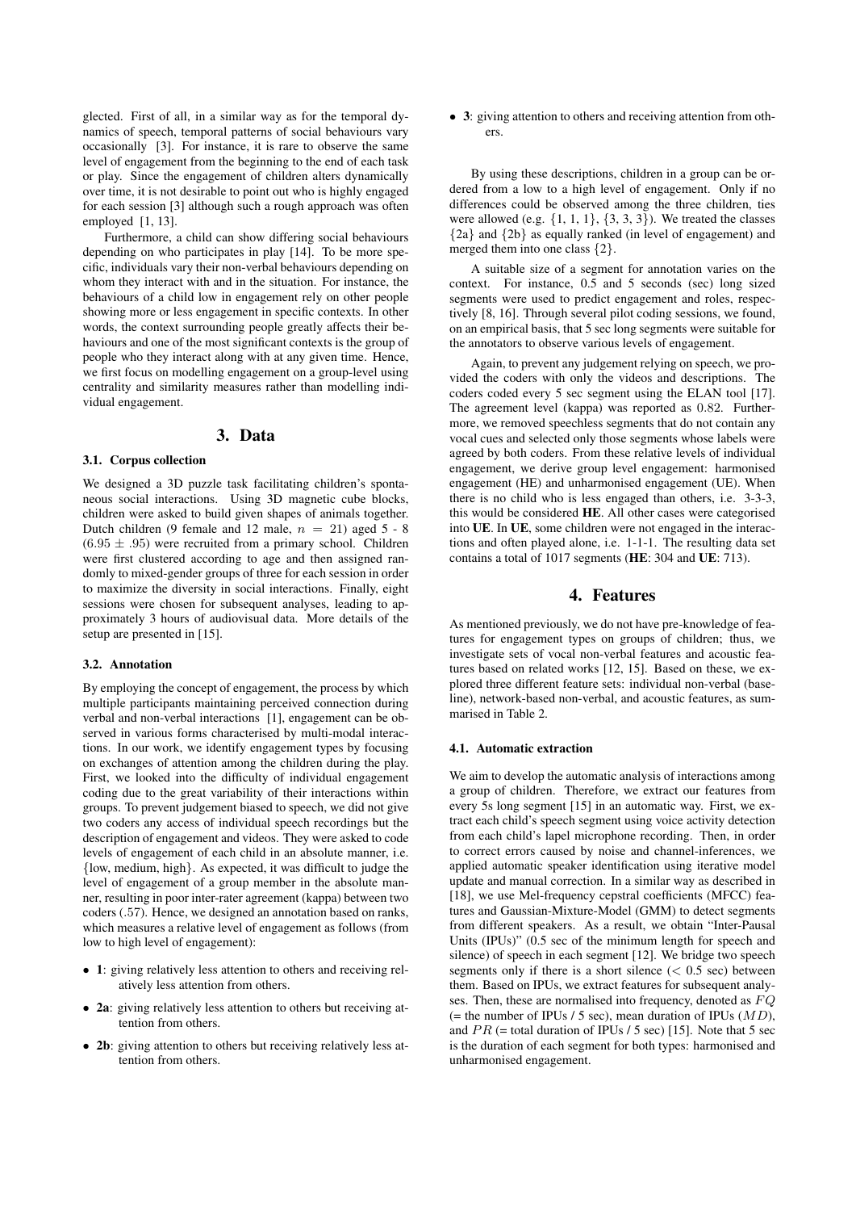glected. First of all, in a similar way as for the temporal dynamics of speech, temporal patterns of social behaviours vary occasionally [3]. For instance, it is rare to observe the same level of engagement from the beginning to the end of each task or play. Since the engagement of children alters dynamically over time, it is not desirable to point out who is highly engaged for each session [3] although such a rough approach was often employed [1, 13].

Furthermore, a child can show differing social behaviours depending on who participates in play [14]. To be more specific, individuals vary their non-verbal behaviours depending on whom they interact with and in the situation. For instance, the behaviours of a child low in engagement rely on other people showing more or less engagement in specific contexts. In other words, the context surrounding people greatly affects their behaviours and one of the most significant contexts is the group of people who they interact along with at any given time. Hence, we first focus on modelling engagement on a group-level using centrality and similarity measures rather than modelling individual engagement.

## 3. Data

### 3.1. Corpus collection

We designed a 3D puzzle task facilitating children's spontaneous social interactions. Using 3D magnetic cube blocks, children were asked to build given shapes of animals together. Dutch children (9 female and 12 male, $n = 21$) aged 5 - 8 ($6.95 \pm .95$) were recruited from a primary school. Children were first clustered according to age and then assigned randomly to mixed-gender groups of three for each session in order to maximize the diversity in social interactions. Finally, eight sessions were chosen for subsequent analyses, leading to approximately 3 hours of audiovisual data. More details of the setup are presented in [15].

### 3.2. Annotation

By employing the concept of engagement, the process by which multiple participants maintaining perceived connection during verbal and non-verbal interactions [1], engagement can be observed in various forms characterised by multi-modal interactions. In our work, we identify engagement types by focusing on exchanges of attention among the children during the play. First, we looked into the difficulty of individual engagement coding due to the great variability of their interactions within groups. To prevent judgement biased to speech, we did not give two coders any access of individual speech recordings but the description of engagement and videos. They were asked to code levels of engagement of each child in an absolute manner, i.e. {low, medium, high}. As expected, it was difficult to judge the level of engagement of a group member in the absolute manner, resulting in poor inter-rater agreement (kappa) between two coders (.57). Hence, we designed an annotation based on ranks, which measures a relative level of engagement as follows (from low to high level of engagement):

- **1**: giving relatively less attention to others and receiving relatively less attention from others.
- **2a**: giving relatively less attention to others but receiving attention from others.
- **2b**: giving attention to others but receiving relatively less attention from others.
- **3**: giving attention to others and receiving attention from others.

By using these descriptions, children in a group can be ordered from a low to a high level of engagement. Only if no differences could be observed among the three children, ties were allowed (e.g. {1, 1, 1}, {3, 3, 3}). We treated the classes {2a} and {2b} as equally ranked (in level of engagement) and merged them into one class {2}.

A suitable size of a segment for annotation varies on the context. For instance, 0.5 and 5 seconds (sec) long sized segments were used to predict engagement and roles, respectively [8, 16]. Through several pilot coding sessions, we found, on an empirical basis, that 5 sec long segments were suitable for the annotators to observe various levels of engagement.

Again, to prevent any judgement relying on speech, we provided the coders with only the videos and descriptions. The coders coded every 5 sec segment using the ELAN tool [17]. The agreement level (kappa) was reported as 0.82. Furthermore, we removed speechless segments that do not contain any vocal cues and selected only those segments whose labels were agreed by both coders. From these relative levels of individual engagement, we derive group level engagement: harmonised engagement (HE) and unharmonised engagement (UE). When there is no child who is less engaged than others, i.e. 3-3-3, this would be considered **HE**. All other cases were categorised into **UE**. In **UE**, some children were not engaged in the interactions and often played alone, i.e. 1-1-1. The resulting data set contains a total of 1017 segments (**HE**: 304 and **UE**: 713).

## 4. Features

As mentioned previously, we do not have pre-knowledge of features for engagement types on groups of children; thus, we investigate sets of vocal non-verbal features and acoustic features based on related works [12, 15]. Based on these, we explored three different feature sets: individual non-verbal (baseline), network-based non-verbal, and acoustic features, as summarised in Table 2.

### 4.1. Automatic extraction

We aim to develop the automatic analysis of interactions among a group of children. Therefore, we extract our features from every 5s long segment [15] in an automatic way. First, we extract each child's speech segment using voice activity detection from each child's lapel microphone recording. Then, in order to correct errors caused by noise and channel-inferences, we applied automatic speaker identification using iterative model update and manual correction. In a similar way as described in [18], we use Mel-frequency cepstral coefficients (MFCC) features and Gaussian-Mixture-Model (GMM) to detect segments from different speakers. As a result, we obtain "Inter-Pausal Units (IPUs)" (0.5 sec of the minimum length for speech and silence) of speech in each segment [12]. We bridge two speech segments only if there is a short silence ($< 0.5$ sec) between them. Based on IPUs, we extract features for subsequent analyses. Then, these are normalised into frequency, denoted as $FQ$ (= the number of IPUs / 5 sec), mean duration of IPUs ($MD$), and $PR$ (= total duration of IPUs / 5 sec) [15]. Note that 5 sec is the duration of each segment for both types: harmonised and unharmonised engagement.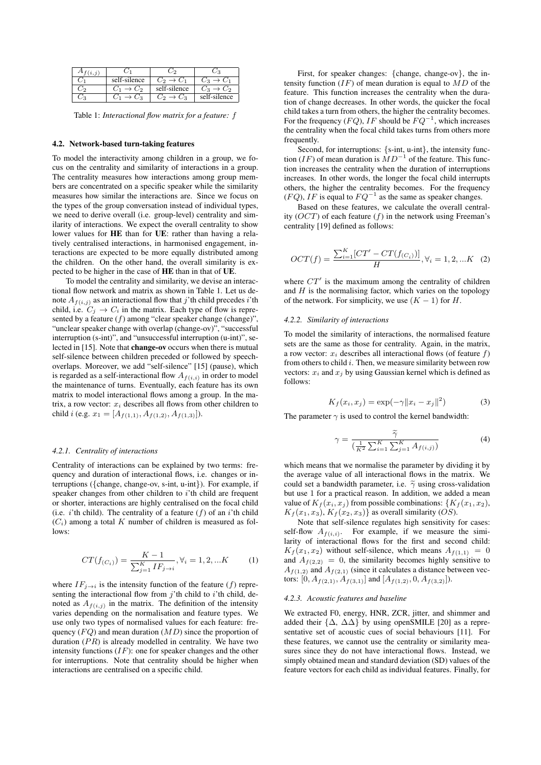| $A_{f(i,j)}$ | $C_1$ | $C_2$ | $C_3$ |
|---|---|---|---|
| $C_1$ | self-silence | $C_2 \rightarrow C_1$ | $C_3 \rightarrow C_1$ |
| $C_2$ | $C_1 \rightarrow C_2$ | self-silence | $C_3 \rightarrow C_2$ |
| $C_3$ | $C_1 \rightarrow C_3$ | $C_2 \rightarrow C_3$ | self-silence |

Table 1: *Interactional flow matrix for a feature: $f$*

### 4.2. Network-based turn-taking features

To model the interactivity among children in a group, we focus on the centrality and similarity of interactions in a group. The centrality measures how interactions among group members are concentrated on a specific speaker while the similarity measures how similar the interactions are. Since we focus on the types of the group conversation instead of individual types, we need to derive overall (i.e. group-level) centrality and similarity of interactions. We expect the overall centrality to show lower values for **HE** than for **UE**: rather than having a relatively centralised interactions, in harmonised engagement, interactions are expected to be more equally distributed among the children. On the other hand, the overall similarity is expected to be higher in the case of **HE** than in that of **UE**.

To model the centrality and similarity, we devise an interactional flow network and matrix as shown in Table 1. Let us denote $A_{f(i,j)}$ as an interactional flow that $j$'th child precedes $i$'th child, i.e. $C_j \rightarrow C_i$ in the matrix. Each type of flow is represented by a feature ($f$) among "clear speaker change (change)", "unclear speaker change with overlap (change-ov)", "successful interruption (s-int)", and "unsuccessful interruption (u-int)", selected in [15]. Note that **change-ov** occurs when there is mutual self-silence between children preceded or followed by speech-overlaps. Moreover, we add "self-silence" [15] (pause), which is regarded as a self-interactional flow $A_{f(i,i)}$ in order to model the maintenance of turns. Eventually, each feature has its own matrix to model interactional flows among a group. In the matrix, a row vector: $x_i$ describes all flows from other children to child $i$ (e.g. $x_1 = [A_{f(1,1)}, A_{f(1,2)}, A_{f(1,3)}]$).

#### 4.2.1. Centrality of interactions

Centrality of interactions can be explained by two terms: frequency and duration of interactional flows, i.e. changes or interruptions ({change, change-ov, s-int, u-int}). For example, if speaker changes from other children to $i$'th child are frequent or shorter, interactions are highly centralised on the focal child (i.e. $i$'th child). The centrality of a feature ($f$) of an $i$'th child ($C_i$) among a total $K$ number of children is measured as follows:

$$CT(f_{(C_i)}) = \frac{K-1}{\sum_{j=1}^{K} IF_{j\rightarrow i}}, \forall_i = 1, 2, ...K \quad (1)$$

where $IF_{j\rightarrow i}$ is the intensity function of the feature ($f$) representing the interactional flow from $j$'th child to $i$'th child, denoted as $A_{f(i,j)}$ in the matrix. The definition of the intensity varies depending on the normalisation and feature types. We use only two types of normalised values for each feature: frequency ($FQ$) and mean duration ($MD$) since the proportion of duration ($PR$) is already modelled in centrality. We have two intensity functions ($IF$): one for speaker changes and the other for interruptions. Note that centrality should be higher when interactions are centralised on a specific child.

First, for speaker changes: {change, change-ov}, the intensity function ($IF$) of mean duration is equal to $MD$ of the feature. This function increases the centrality when the duration of change decreases. In other words, the quicker the focal child takes a turn from others, the higher the centrality becomes. For the frequency ($FQ$), $IF$ should be $FQ^{-1}$, which increases the centrality when the focal child takes turns from others more frequently.

Second, for interruptions: {s-int, u-int}, the intensity function ($IF$) of mean duration is $MD^{-1}$ of the feature. This function increases the centrality when the duration of interruptions increases. In other words, the longer the focal child interrupts others, the higher the centrality becomes. For the frequency ($FQ$), $IF$ is equal to $FQ^{-1}$ as the same as speaker changes.

Based on these features, we calculate the overall centrality ($OCT$) of each feature ($f$) in the network using Freeman's centrality [19] defined as follows:

$$OCT(f) = \frac{\sum_{i=1}^{K}[CT' - CT(f_{(C_i)})]}{H}, \forall_i = 1, 2, ...K \quad (2)$$

where $CT'$ is the maximum among the centrality of children and $H$ is the normalising factor, which varies on the topology of the network. For simplicity, we use $(K-1)$ for $H$.

#### 4.2.2. Similarity of interactions

To model the similarity of interactions, the normalised feature sets are the same as those for centrality. Again, in the matrix, a row vector: $x_i$ describes all interactional flows (of feature $f$) from others to child $i$. Then, we measure similarity between row vectors: $x_i$ and $x_j$ by using Gaussian kernel which is defined as follows:

$$K_f(x_i, x_j) = \exp(-\gamma \|x_i - x_j\|^2) \quad (3)$$

The parameter $\gamma$ is used to control the kernel bandwidth:

$$\gamma = \frac{\widetilde{\gamma}}{\left(\frac{1}{K^2}\sum_{i=1}^{K}\sum_{j=1}^{K} A_{f(i,j)}\right)} \quad (4)$$

which means that we normalise the parameter by dividing it by the average value of all interactional flows in the matrix. We could set a bandwidth parameter, i.e. $\widetilde{\gamma}$ using cross-validation but use 1 for a practical reason. In addition, we added a mean value of $K_f(x_i, x_j)$ from possible combinations: $\{K_f(x_1, x_2), K_f(x_1, x_3), K_f(x_2, x_3)\}$ as overall similarity ($OS$).

Note that self-silence regulates high sensitivity for cases: self-flow $A_{f(i,i)}$. For example, if we measure the similarity of interactional flows for the first and second child: $K_f(x_1, x_2)$ without self-silence, which means $A_{f(1,1)} = 0$ and $A_{f(2,2)} = 0$, the similarity becomes highly sensitive to $A_{f(1,2)}$ and $A_{f(2,1)}$ (since it calculates a distance between vectors: $[0, A_{f(2,1)}, A_{f(3,1)}]$ and $[A_{f(1,2)}, 0, A_{f(3,2)}]$).

#### 4.2.3. Acoustic features and baseline

We extracted F0, energy, HNR, ZCR, jitter, and shimmer and added their $\{\Delta, \Delta\Delta\}$ by using openSMILE [20] as a representative set of acoustic cues of social behaviours [11]. For these features, we cannot use the centrality or similarity measures since they do not have interactional flows. Instead, we simply obtained mean and standard deviation (SD) values of the feature vectors for each child as individual features. Finally, for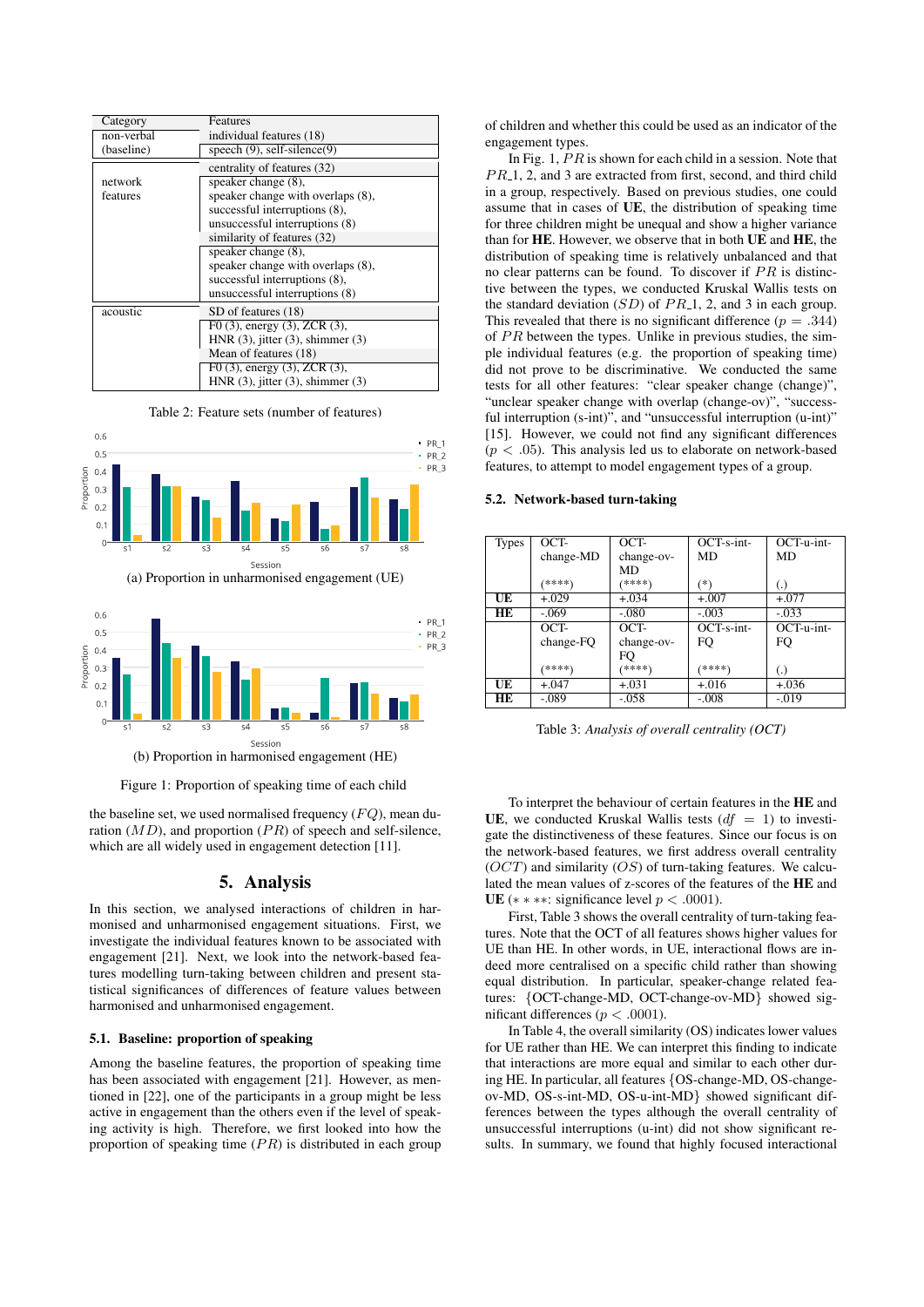| Category | Features |
| --- | --- |
| non-verbal (baseline) | individual features (18) |
| | speech (9), self-silence(9) |
| network features | centrality of features (32) |
| | speaker change (8), speaker change with overlaps (8), successful interruptions (8), unsuccessful interruptions (8) |
| | similarity of features (32) |
| | speaker change (8), speaker change with overlaps (8), successful interruptions (8), unsuccessful interruptions (8) |
| acoustic | SD of features (18) |
| | F0 (3), energy (3), ZCR (3), HNR (3), jitter (3), shimmer (3) |
| | Mean of features (18) |
| | F0 (3), energy (3), ZCR (3), HNR (3), jitter (3), shimmer (3) |

Table 2: Feature sets (number of features)

(a) Proportion in unharmonised engagement (UE)

(b) Proportion in harmonised engagement (HE)

Figure 1: Proportion of speaking time of each child

the baseline set, we used normalised frequency ($FQ$), mean duration ($MD$), and proportion ($PR$) of speech and self-silence, which are all widely used in engagement detection [11].

## 5. Analysis

In this section, we analysed interactions of children in harmonised and unharmonised engagement situations. First, we investigate the individual features known to be associated with engagement [21]. Next, we look into the network-based features modelling turn-taking between children and present statistical significances of differences of feature values between harmonised and unharmonised engagement.

### 5.1. Baseline: proportion of speaking

Among the baseline features, the proportion of speaking time has been associated with engagement [21]. However, as mentioned in [22], one of the participants in a group might be less active in engagement than the others even if the level of speaking activity is high. Therefore, we first looked into how the proportion of speaking time ($PR$) is distributed in each group of children and whether this could be used as an indicator of the engagement types.

In Fig. 1, $PR$ is shown for each child in a session. Note that $PR\_1$, 2, and 3 are extracted from first, second, and third child in a group, respectively. Based on previous studies, one could assume that in cases of **UE**, the distribution of speaking time for three children might be unequal and show a higher variance than for **HE**. However, we observe that in both **UE** and **HE**, the distribution of speaking time is relatively unbalanced and that no clear patterns can be found. To discover if $PR$ is distinctive between the types, we conducted Kruskal Wallis tests on the standard deviation ($SD$) of $PR\_1$, 2, and 3 in each group. This revealed that there is no significant difference ($p = .344$) of $PR$ between the types. Unlike in previous studies, the simple individual features (e.g. the proportion of speaking time) did not prove to be discriminative. We conducted the same tests for all other features: "clear speaker change (change)", "unclear speaker change with overlap (change-ov)", "successful interruption (s-int)", and "unsuccessful interruption (u-int)" [15]. However, we could not find any significant differences ($p < .05$). This analysis led us to elaborate on network-based features, to attempt to model engagement types of a group.

### 5.2. Network-based turn-taking

| Types | OCT-change-MD (****) | OCT-change-ov-MD (****) | OCT-s-int-MD (*) | OCT-u-int-MD (.) |
| --- | --- | --- | --- | --- |
| **UE** | +.029 | +.034 | +.007 | +.077 |
| **HE** | -.069 | -.080 | -.003 | -.033 |
| | OCT-change-FQ (****) | OCT-change-ov-FQ (****) | OCT-s-int-FQ (****) | OCT-u-int-FQ (.) |
| **UE** | +.047 | +.031 | +.016 | +.036 |
| **HE** | -.089 | -.058 | -.008 | -.019 |

Table 3: *Analysis of overall centrality (OCT)*

To interpret the behaviour of certain features in the **HE** and **UE**, we conducted Kruskal Wallis tests ($df = 1$) to investigate the distinctiveness of these features. Since our focus is on the network-based features, we first address overall centrality ($OCT$) and similarity ($OS$) of turn-taking features. We calculated the mean values of z-scores of the features of the **HE** and **UE** ($***$: significance level $p < .0001$).

First, Table 3 shows the overall centrality of turn-taking features. Note that the OCT of all features shows higher values for UE than HE. In other words, in UE, interactional flows are indeed more centralised on a specific child rather than showing equal distribution. In particular, speaker-change related features: {OCT-change-MD, OCT-change-ov-MD} showed significant differences ($p < .0001$).

In Table 4, the overall similarity (OS) indicates lower values for UE rather than HE. We can interpret this finding to indicate that interactions are more equal and similar to each other during HE. In particular, all features {OS-change-MD, OS-change-ov-MD, OS-s-int-MD, OS-int-MD} showed significant differences between the types although the overall centrality of unsuccessful interruptions (u-int) did not show significant results. In summary, we found that highly focused interactional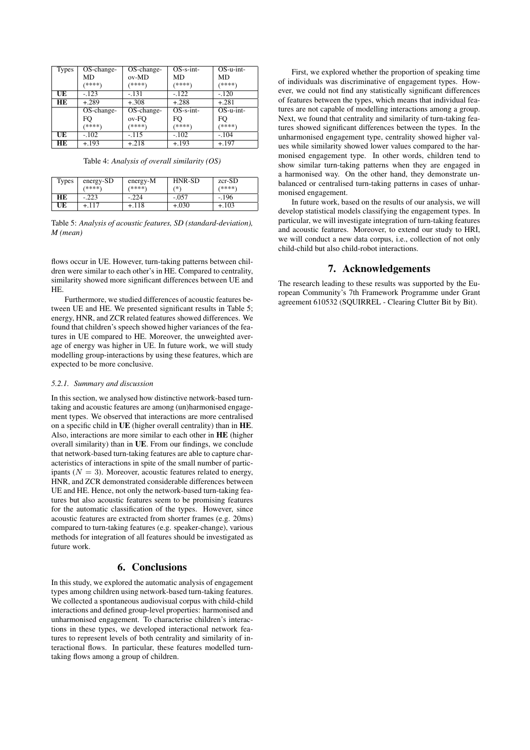| Types | OS-change-MD (****) | OS-change-ov-MD (****) | OS-s-int-MD (****) | OS-u-int-MD (****) |
|---|---|---|---|---|
| **UE** | -.123 | -.131 | -.122 | -.120 |
| **HE** | +.289 | +.308 | +.288 | +.281 |
| | OS-change-FQ (****) | OS-change-ov-FQ (****) | OS-s-int-FQ (****) | OS-u-int-FQ (****) |
| **UE** | -.102 | -.115 | -.102 | -.104 |
| **HE** | +.193 | +.218 | +.193 | +.197 |

Table 4: *Analysis of overall similarity (OS)*

| Types | energy-SD (****) | energy-M (****) | HNR-SD (*) | zcr-SD (****) |
|---|---|---|---|---|
| **HE** | -.223 | -.224 | -.057 | -.196 |
| **UE** | +.117 | +.118 | +.030 | +.103 |

Table 5: *Analysis of acoustic features, SD (standard-deviation), M (mean)*

flows occur in UE. However, turn-taking patterns between children were similar to each other's in HE. Compared to centrality, similarity showed more significant differences between UE and HE.

Furthermore, we studied differences of acoustic features between UE and HE. We presented significant results in Table 5; energy, HNR, and ZCR related features showed differences. We found that children's speech showed higher variances of the features in UE compared to HE. Moreover, the unweighted average of energy was higher in UE. In future work, we will study modelling group-interactions by using these features, which are expected to be more conclusive.

#### 5.2.1. Summary and discussion

In this section, we analysed how distinctive network-based turn-taking and acoustic features are among (un)harmonised engagement types. We observed that interactions are more centralised on a specific child in **UE** (higher overall centrality) than in **HE**. Also, interactions are more similar to each other in **HE** (higher overall similarity) than in **UE**. From our findings, we conclude that network-based turn-taking features are able to capture characteristics of interactions in spite of the small number of participants ($N = 3$). Moreover, acoustic features related to energy, HNR, and ZCR demonstrated considerable differences between UE and HE. Hence, not only the network-based turn-taking features but also acoustic features seem to be promising features for the automatic classification of the types. However, since acoustic features are extracted from shorter frames (e.g. 20ms) compared to turn-taking features (e.g. speaker-change), various methods for integration of all features should be investigated as future work.

## 6. Conclusions

In this study, we explored the automatic analysis of engagement types among children using network-based turn-taking features. We collected a spontaneous audiovisual corpus with child-child interactions and defined group-level properties: harmonised and unharmonised engagement. To characterise children's interactions in these types, we developed interactional network features to represent levels of both centrality and similarity of interactional flows. In particular, these features modelled turn-taking flows among a group of children.

First, we explored whether the proportion of speaking time of individuals was discriminative of engagement types. However, we could not find any statistically significant differences of features between the types, which means that individual features are not capable of modelling interactions among a group. Next, we found that centrality and similarity of turn-taking features showed significant differences between the types. In the unharmonised engagement type, centrality showed higher values while similarity showed lower values compared to the harmonised engagement type. In other words, children tend to show similar turn-taking patterns when they are engaged in a harmonised way. On the other hand, they demonstrate unbalanced or centralised turn-taking patterns in cases of unharmonised engagement.

In future work, based on the results of our analysis, we will develop statistical models classifying the engagement types. In particular, we will investigate integration of turn-taking features and acoustic features. Moreover, to extend our study to HRI, we will conduct a new data corpus, i.e., collection of not only child-child but also child-robot interactions.

## 7. Acknowledgements

The research leading to these results was supported by the European Community's 7th Framework Programme under Grant agreement 610532 (SQUIRREL - Clearing Clutter Bit by Bit).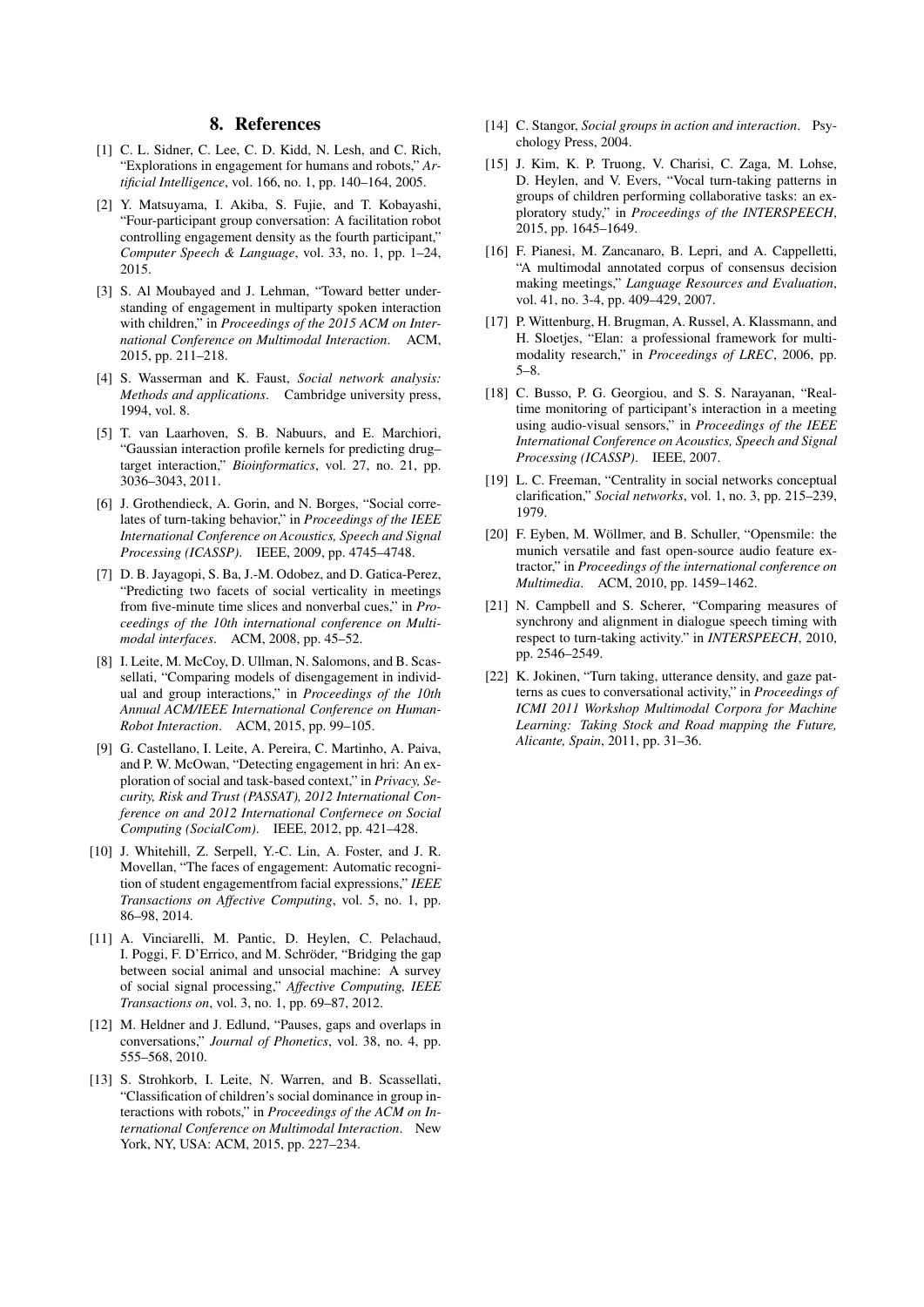## 8. References

[1] C. L. Sidner, C. Lee, C. D. Kidd, N. Lesh, and C. Rich, "Explorations in engagement for humans and robots," *Artificial Intelligence*, vol. 166, no. 1, pp. 140–164, 2005.

[2] Y. Matsuyama, I. Akiba, S. Fujie, and T. Kobayashi, "Four-participant group conversation: A facilitation robot controlling engagement density as the fourth participant," *Computer Speech & Language*, vol. 33, no. 1, pp. 1–24, 2015.

[3] S. Al Moubayed and J. Lehman, "Toward better understanding of engagement in multiparty spoken interaction with children," in *Proceedings of the 2015 ACM on International Conference on Multimodal Interaction*. ACM, 2015, pp. 211–218.

[4] S. Wasserman and K. Faust, *Social network analysis: Methods and applications*. Cambridge university press, 1994, vol. 8.

[5] T. van Laarhoven, S. B. Nabuurs, and E. Marchiori, "Gaussian interaction profile kernels for predicting drug–target interaction," *Bioinformatics*, vol. 27, no. 21, pp. 3036–3043, 2011.

[6] J. Grothendieck, A. Gorin, and N. Borges, "Social correlates of turn-taking behavior," in *Proceedings of the IEEE International Conference on Acoustics, Speech and Signal Processing (ICASSP)*. IEEE, 2009, pp. 4745–4748.

[7] D. B. Jayagopi, S. Ba, J.-M. Odobez, and D. Gatica-Perez, "Predicting two facets of social verticality in meetings from five-minute time slices and nonverbal cues," in *Proceedings of the 10th international conference on Multimodal interfaces*. ACM, 2008, pp. 45–52.

[8] I. Leite, M. McCoy, D. Ullman, N. Salomons, and B. Scassellati, "Comparing models of disengagement in individual and group interactions," in *Proceedings of the 10th Annual ACM/IEEE International Conference on Human-Robot Interaction*. ACM, 2015, pp. 99–105.

[9] G. Castellano, I. Leite, A. Pereira, C. Martinho, A. Paiva, and P. W. McOwan, "Detecting engagement in hri: An exploration of social and task-based context," in *Privacy, Security, Risk and Trust (PASSAT), 2012 International Conference on and 2012 International Confernece on Social Computing (SocialCom)*. IEEE, 2012, pp. 421–428.

[10] J. Whitehill, Z. Serpell, Y.-C. Lin, A. Foster, and J. R. Movellan, "The faces of engagement: Automatic recognition of student engagementfrom facial expressions," *IEEE Transactions on Affective Computing*, vol. 5, no. 1, pp. 86–98, 2014.

[11] A. Vinciarelli, M. Pantic, D. Heylen, C. Pelachaud, I. Poggi, F. D'Errico, and M. Schröder, "Bridging the gap between social animal and unsocial machine: A survey of social signal processing," *Affective Computing, IEEE Transactions on*, vol. 3, no. 1, pp. 69–87, 2012.

[12] M. Heldner and J. Edlund, "Pauses, gaps and overlaps in conversations," *Journal of Phonetics*, vol. 38, no. 4, pp. 555–568, 2010.

[13] S. Strohkorb, I. Leite, N. Warren, and B. Scassellati, "Classification of children's social dominance in group interactions with robots," in *Proceedings of the ACM on International Conference on Multimodal Interaction*. New York, NY, USA: ACM, 2015, pp. 227–234.

[14] C. Stangor, *Social groups in action and interaction*. Psychology Press, 2004.

[15] J. Kim, K. P. Truong, V. Charisi, C. Zaga, M. Lohse, D. Heylen, and V. Evers, "Vocal turn-taking patterns in groups of children performing collaborative tasks: an exploratory study," in *Proceedings of the INTERSPEECH*, 2015, pp. 1645–1649.

[16] F. Pianesi, M. Zancanaro, B. Lepri, and A. Cappelletti, "A multimodal annotated corpus of consensus decision making meetings," *Language Resources and Evaluation*, vol. 41, no. 3-4, pp. 409–429, 2007.

[17] P. Wittenburg, H. Brugman, A. Russel, A. Klassmann, and H. Sloetjes, "Elan: a professional framework for multimodality research," in *Proceedings of LREC*, 2006, pp. 5–8.

[18] C. Busso, P. G. Georgiou, and S. S. Narayanan, "Real-time monitoring of participant's interaction in a meeting using audio-visual sensors," in *Proceedings of the IEEE International Conference on Acoustics, Speech and Signal Processing (ICASSP)*. IEEE, 2007.

[19] L. C. Freeman, "Centrality in social networks conceptual clarification," *Social networks*, vol. 1, no. 3, pp. 215–239, 1979.

[20] F. Eyben, M. Wöllmer, and B. Schuller, "Opensmile: the munich versatile and fast open-source audio feature extractor," in *Proceedings of the international conference on Multimedia*. ACM, 2010, pp. 1459–1462.

[21] N. Campbell and S. Scherer, "Comparing measures of synchrony and alignment in dialogue speech timing with respect to turn-taking activity." in *INTERSPEECH*, 2010, pp. 2546–2549.

[22] K. Jokinen, "Turn taking, utterance density, and gaze patterns as cues to conversational activity," in *Proceedings of ICMI 2011 Workshop Multimodal Corpora for Machine Learning: Taking Stock and Road mapping the Future, Alicante, Spain*, 2011, pp. 31–36.